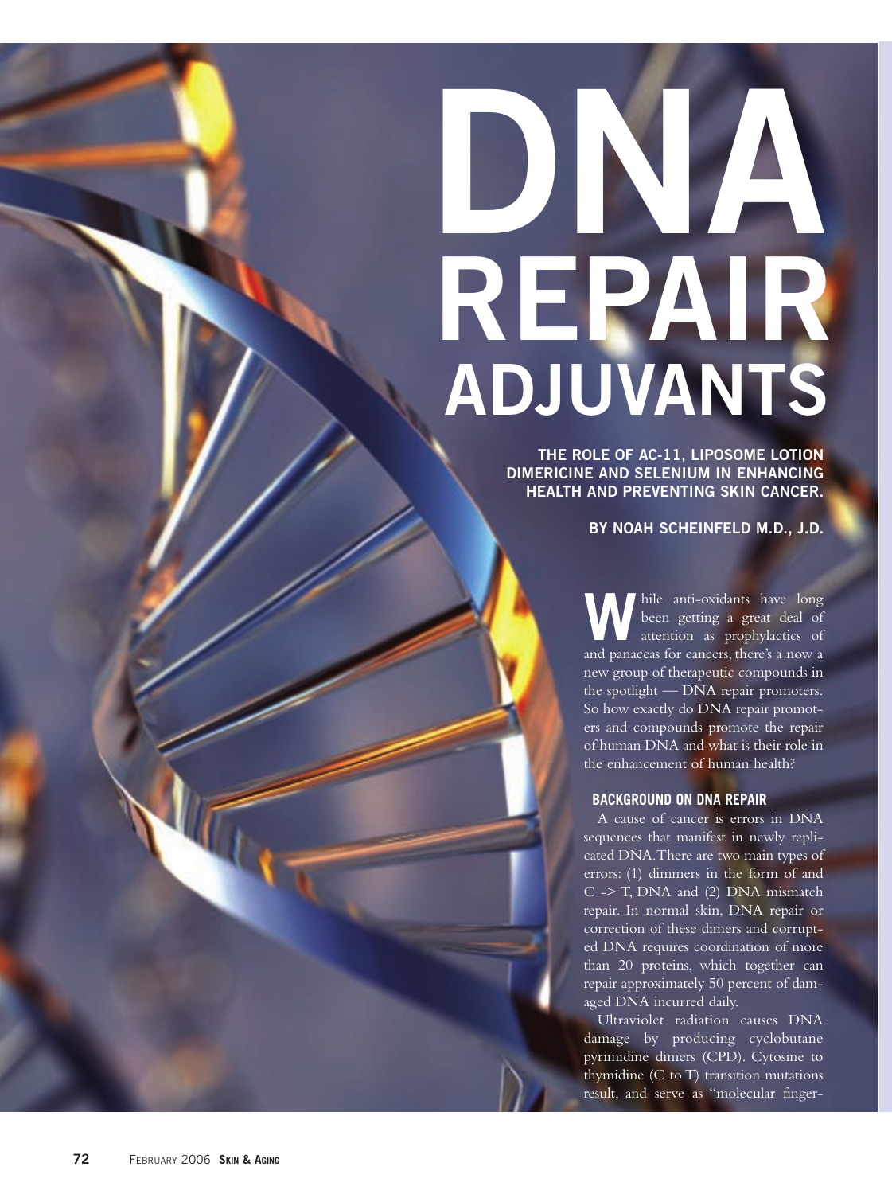# DNA REPAIR ADJUVANTS

**THE ROLE OF AC-11, LIPOSOME LOTION DIMERICINE AND SELENIUM IN ENHANCING HEALTH AND PREVENTING SKIN CANCER.**

**BY NOAH SCHEINFELD M.D., J.D.**

While anti-oxidants have long been getting a great deal of attention as prophylactics of and panaceas for cancers, there's a now a new group of therapeutic compounds in the spotlight — DNA repair promoters. So how exactly do DNA repair promoters and compounds promote the repair of human DNA and what is their role in the enhancement of human health?

### BACKGROUND ON DNA REPAIR

A cause of cancer is errors in DNA sequences that manifest in newly replicated DNA. There are two main types of errors: (1) dimmers in the form of and C -> T, DNA and (2) DNA mismatch repair. In normal skin, DNA repair or correction of these dimers and corrupted DNA requires coordination of more than 20 proteins, which together can repair approximately 50 percent of damaged DNA incurred daily.

Ultraviolet radiation causes DNA damage by producing cyclobutane pyrimidine dimers (CPD). Cytosine to thymidine (C to T) transition mutations result, and serve as "molecular finger-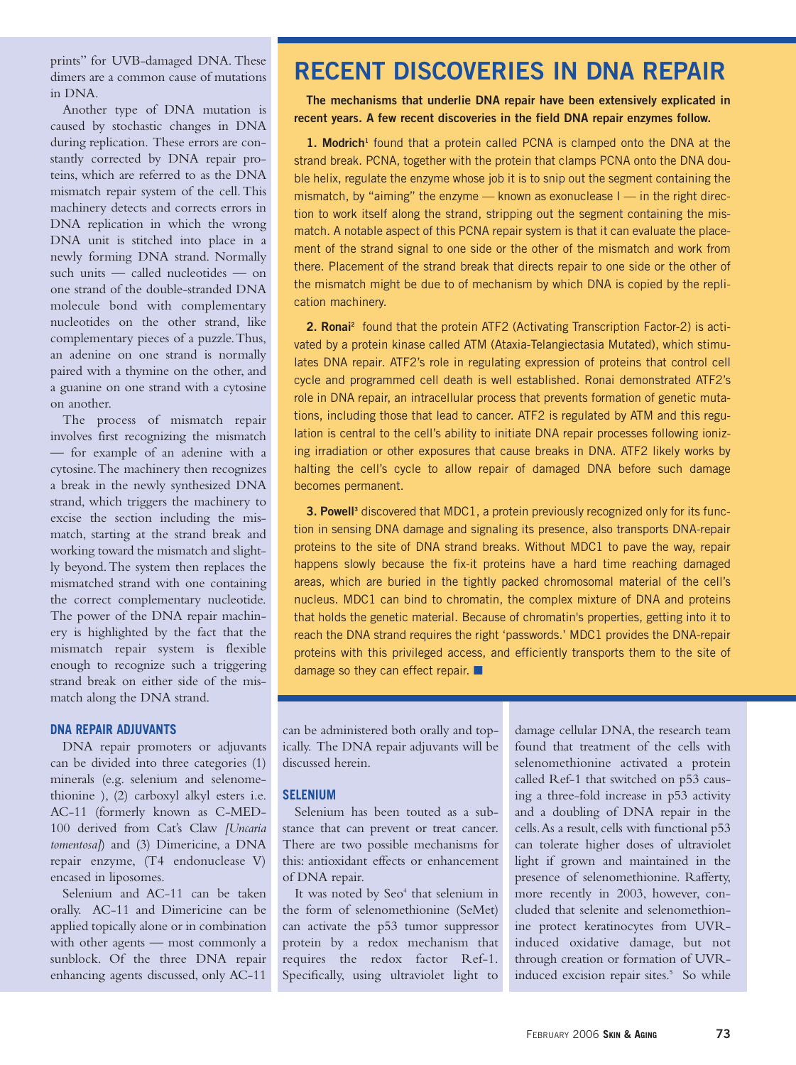prints" for UVB-damaged DNA. These dimers are a common cause of mutations in DNA.

Another type of DNA mutation is caused by stochastic changes in DNA during replication. These errors are constantly corrected by DNA repair proteins, which are referred to as the DNA mismatch repair system of the cell. This machinery detects and corrects errors in DNA replication in which the wrong DNA unit is stitched into place in a newly forming DNA strand. Normally such units — called nucleotides — on one strand of the double-stranded DNA molecule bond with complementary nucleotides on the other strand, like complementary pieces of a puzzle. Thus, an adenine on one strand is normally paired with a thymine on the other, and a guanine on one strand with a cytosine on another.

The process of mismatch repair involves first recognizing the mismatch — for example of an adenine with a cytosine. The machinery then recognizes a break in the newly synthesized DNA strand, which triggers the machinery to excise the section including the mismatch, starting at the strand break and working toward the mismatch and slightly beyond. The system then replaces the mismatched strand with one containing the correct complementary nucleotide. The power of the DNA repair machinery is highlighted by the fact that the mismatch repair system is flexible enough to recognize such a triggering strand break on either side of the mismatch along the DNA strand.

## RECENT DISCOVERIES IN DNA REPAIR

**The mechanisms that underlie DNA repair have been extensively explicated in recent years. A few recent discoveries in the field DNA repair enzymes follow.**

**1. Modrich**[1] found that a protein called PCNA is clamped onto the DNA at the strand break. PCNA, together with the protein that clamps PCNA onto the DNA double helix, regulate the enzyme whose job it is to snip out the segment containing the mismatch, by "aiming" the enzyme — known as exonuclease I — in the right direction to work itself along the strand, stripping out the segment containing the mismatch. A notable aspect of this PCNA repair system is that it can evaluate the placement of the strand signal to one side or the other of the mismatch and work from there. Placement of the strand break that directs repair to one side or the other of the mismatch might be due to of mechanism by which DNA is copied by the replication machinery.

**2. Ronai**[2] found that the protein ATF2 (Activating Transcription Factor-2) is activated by a protein kinase called ATM (Ataxia-Telangiectasia Mutated), which stimulates DNA repair. ATF2's role in regulating expression of proteins that control cell cycle and programmed cell death is well established. Ronai demonstrated ATF2's role in DNA repair, an intracellular process that prevents formation of genetic mutations, including those that lead to cancer. ATF2 is regulated by ATM and this regulation is central to the cell's ability to initiate DNA repair processes following ionizing irradiation or other exposures that cause breaks in DNA. ATF2 likely works by halting the cell's cycle to allow repair of damaged DNA before such damage becomes permanent.

**3. Powell**[3] discovered that MDC1, a protein previously recognized only for its function in sensing DNA damage and signaling its presence, also transports DNA-repair proteins to the site of DNA strand breaks. Without MDC1 to pave the way, repair happens slowly because the fix-it proteins have a hard time reaching damaged areas, which are buried in the tightly packed chromosomal material of the cell's nucleus. MDC1 can bind to chromatin, the complex mixture of DNA and proteins that holds the genetic material. Because of chromatin's properties, getting into it to reach the DNA strand requires the right 'passwords.' MDC1 provides the DNA-repair proteins with this privileged access, and efficiently transports them to the site of damage so they can effect repair. ■

### DNA REPAIR ADJUVANTS

DNA repair promoters or adjuvants can be divided into three categories (1) minerals (e.g. selenium and selenomethionine ), (2) carboxyl alkyl esters i.e. AC-11 (formerly known as C-MED-100 derived from Cat's Claw *[Uncaria tomentosa]*) and (3) Dimericine, a DNA repair enzyme, (T4 endonuclease V) encased in liposomes.

Selenium and AC-11 can be taken orally. AC-11 and Dimericine can be applied topically alone or in combination with other agents — most commonly a sunblock. Of the three DNA repair enhancing agents discussed, only AC-11 can be administered both orally and topically. The DNA repair adjuvants will be discussed herein.

### SELENIUM

Selenium has been touted as a substance that can prevent or treat cancer. There are two possible mechanisms for this: antioxidant effects or enhancement of DNA repair.

It was noted by Seo[4] that selenium in the form of selenomethionine (SeMet) can activate the p53 tumor suppressor protein by a redox mechanism that requires the redox factor Ref-1. Specifically, using ultraviolet light to damage cellular DNA, the research team found that treatment of the cells with selenomethionine activated a protein called Ref-1 that switched on p53 causing a three-fold increase in p53 activity and a doubling of DNA repair in the cells. As a result, cells with functional p53 can tolerate higher doses of ultraviolet light if grown and maintained in the presence of selenomethionine. Rafferty, more recently in 2003, however, concluded that selenite and selenomethionine protect keratinocytes from UVR-induced oxidative damage, but not through creation or formation of UVR-induced excision repair sites.[5] So while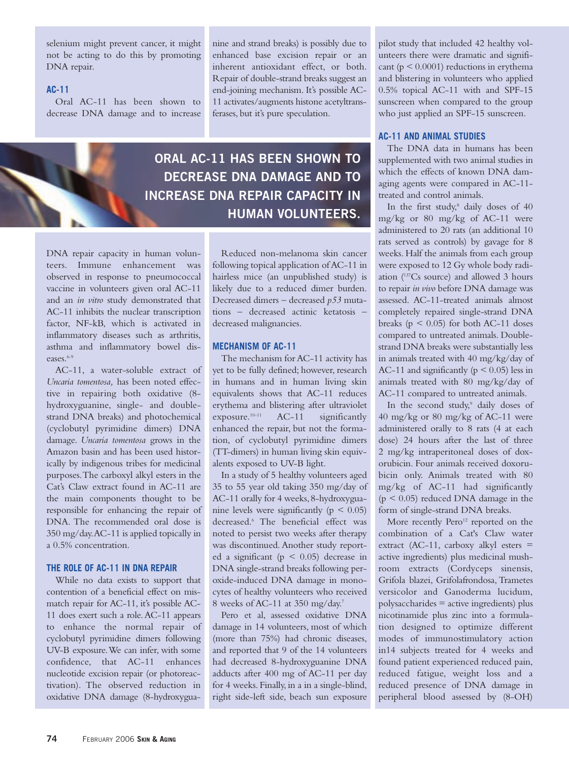selenium might prevent cancer, it might not be acting to do this by promoting DNA repair.

### AC-11

Oral AC-11 has been shown to decrease DNA damage and to increase DNA repair capacity in human volunteers. Immune enhancement was observed in response to pneumococcal vaccine in volunteers given oral AC-11 and an *in vitro* study demonstrated that AC-11 inhibits the nuclear transcription factor, NF-kB, which is activated in inflammatory diseases such as arthritis, asthma and inflammatory bowel diseases.[6-9]

**ORAL AC-11 HAS BEEN SHOWN TO DECREASE DNA DAMAGE AND TO INCREASE DNA REPAIR CAPACITY IN HUMAN VOLUNTEERS.**

AC-11, a water-soluble extract of *Uncaria tomentosa,* has been noted effective in repairing both oxidative (8-hydroxyguanine, single- and double-strand DNA breaks) and photochemical (cyclobutyl pyrimidine dimers) DNA damage. *Uncaria tomentosa* grows in the Amazon basin and has been used historically by indigenous tribes for medicinal purposes. The carboxyl alkyl esters in the Cat's Claw extract found in AC-11 are the main components thought to be responsible for enhancing the repair of DNA. The recommended oral dose is 350 mg/day. AC-11 is applied topically in a 0.5% concentration.

### THE ROLE OF AC-11 IN DNA REPAIR

While no data exists to support that contention of a beneficial effect on mismatch repair for AC-11, it's possible AC-11 does exert such a role. AC-11 appears to enhance the normal repair of cyclobutyl pyrimidine dimers following UV-B exposure. We can infer, with some confidence, that AC-11 enhances nucleotide excision repair (or photoreactivation). The observed reduction in oxidative DNA damage (8-hydroxyguanine and strand breaks) is possibly due to enhanced base excision repair or an inherent antioxidant effect, or both. Repair of double-strand breaks suggest an end-joining mechanism. It's possible AC-11 activates/augments histone acetyltransferases, but it's pure speculation.

Reduced non-melanoma skin cancer following topical application of AC-11 in hairless mice (an unpublished study) is likely due to a reduced dimer burden. Decreased dimers – decreased *p53* mutations – decreased actinic ketatosis – decreased malignancies.

### MECHANISM OF AC-11

The mechanism for AC-11 activity has yet to be fully defined; however, research in humans and in human living skin equivalents shows that AC-11 reduces erythema and blistering after ultraviolet exposure.[10-11] AC-11 significantly enhanced the repair, but not the formation, of cyclobutyl pyrimidine dimers (TT-dimers) in human living skin equivalents exposed to UV-B light.

In a study of 5 healthy volunteers aged 35 to 55 year old taking 350 mg/day of AC-11 orally for 4 weeks, 8-hydroxyguanine levels were significantly ($p < 0.05$) decreased.[6] The beneficial effect was noted to persist two weeks after therapy was discontinued. Another study reported a significant ($p < 0.05$) decrease in DNA single-strand breaks following peroxide-induced DNA damage in monocytes of healthy volunteers who received 8 weeks of AC-11 at 350 mg/day.[7]

Pero et al, assessed oxidative DNA damage in 14 volunteers, most of which (more than 75%) had chronic diseases, and reported that 9 of the 14 volunteers had decreased 8-hydroxyguanine DNA adducts after 400 mg of AC-11 per day for 4 weeks. Finally, in a in a single-blind, right side-left side, beach sun exposure pilot study that included 42 healthy volunteers there were dramatic and significant ($p < 0.0001$) reductions in erythema and blistering in volunteers who applied 0.5% topical AC-11 with and SPF-15 sunscreen when compared to the group who just applied an SPF-15 sunscreen.

### AC-11 AND ANIMAL STUDIES

The DNA data in humans has been supplemented with two animal studies in which the effects of known DNA damaging agents were compared in AC-11-treated and control animals.

In the first study,[8] daily doses of 40 mg/kg or 80 mg/kg of AC-11 were administered to 20 rats (an additional 10 rats served as controls) by gavage for 8 weeks. Half the animals from each group were exposed to 12 Gy whole body radiation ($^{137}Cs$ source) and allowed 3 hours to repair *in vivo* before DNA damage was assessed. AC-11-treated animals almost completely repaired single-strand DNA breaks ($p < 0.05$) for both AC-11 doses compared to untreated animals. Double-strand DNA breaks were substantially less in animals treated with 40 mg/kg/day of AC-11 and significantly ($p < 0.05$) less in animals treated with 80 mg/kg/day of AC-11 compared to untreated animals.

In the second study,[9] daily doses of 40 mg/kg or 80 mg/kg of AC-11 were administered orally to 8 rats (4 at each dose) 24 hours after the last of three 2 mg/kg intraperitoneal doses of doxorubicin. Four animals received doxorubicin only. Animals treated with 80 mg/kg of AC-11 had significantly ($p < 0.05$) reduced DNA damage in the form of single-strand DNA breaks.

More recently Pero[12] reported on the combination of a Cat's Claw water extract (AC-11, carboxy alkyl esters = active ingredients) plus medicinal mushroom extracts (Cordyceps sinensis, Grifola blazei, Grifolafrondosa, Trametes versicolor and Ganoderma lucidum, polysaccharides = active ingredients) plus nicotinamide plus zinc into a formulation designed to optimize different modes of immunostimulatory action in14 subjects treated for 4 weeks and found patient experienced reduced pain, reduced fatigue, weight loss and a reduced presence of DNA damage in peripheral blood assessed by (8-OH)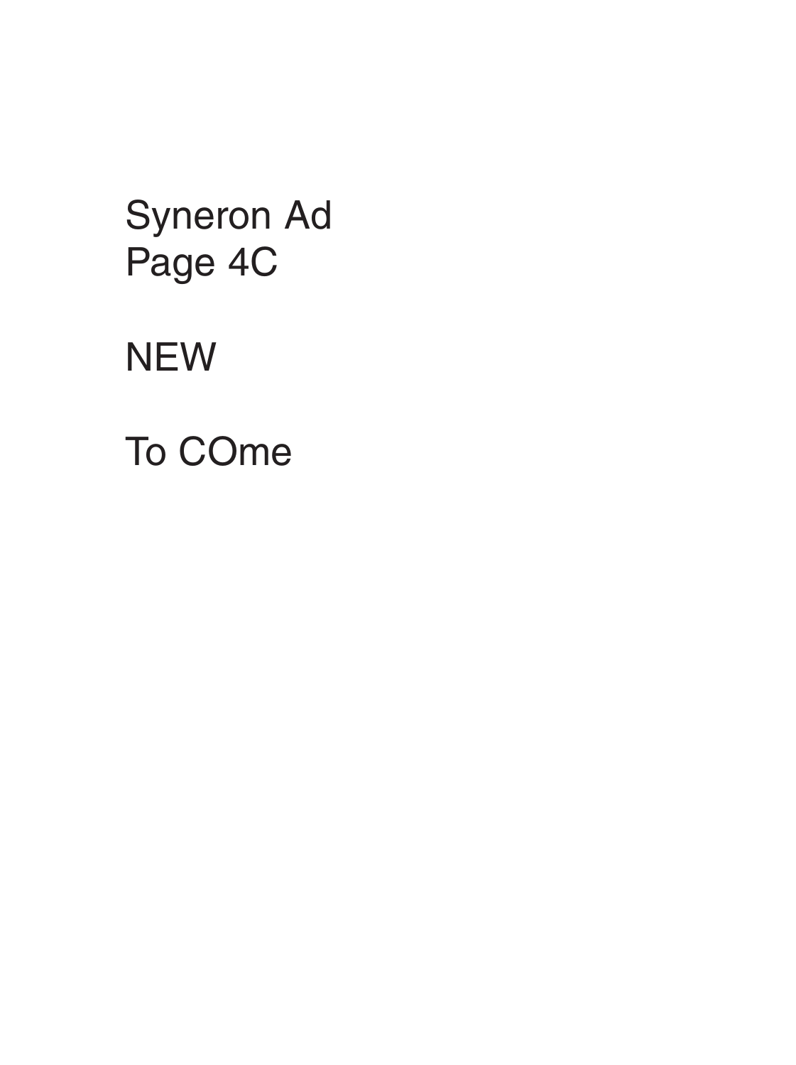Syneron Ad
Page 4C

NEW

To COme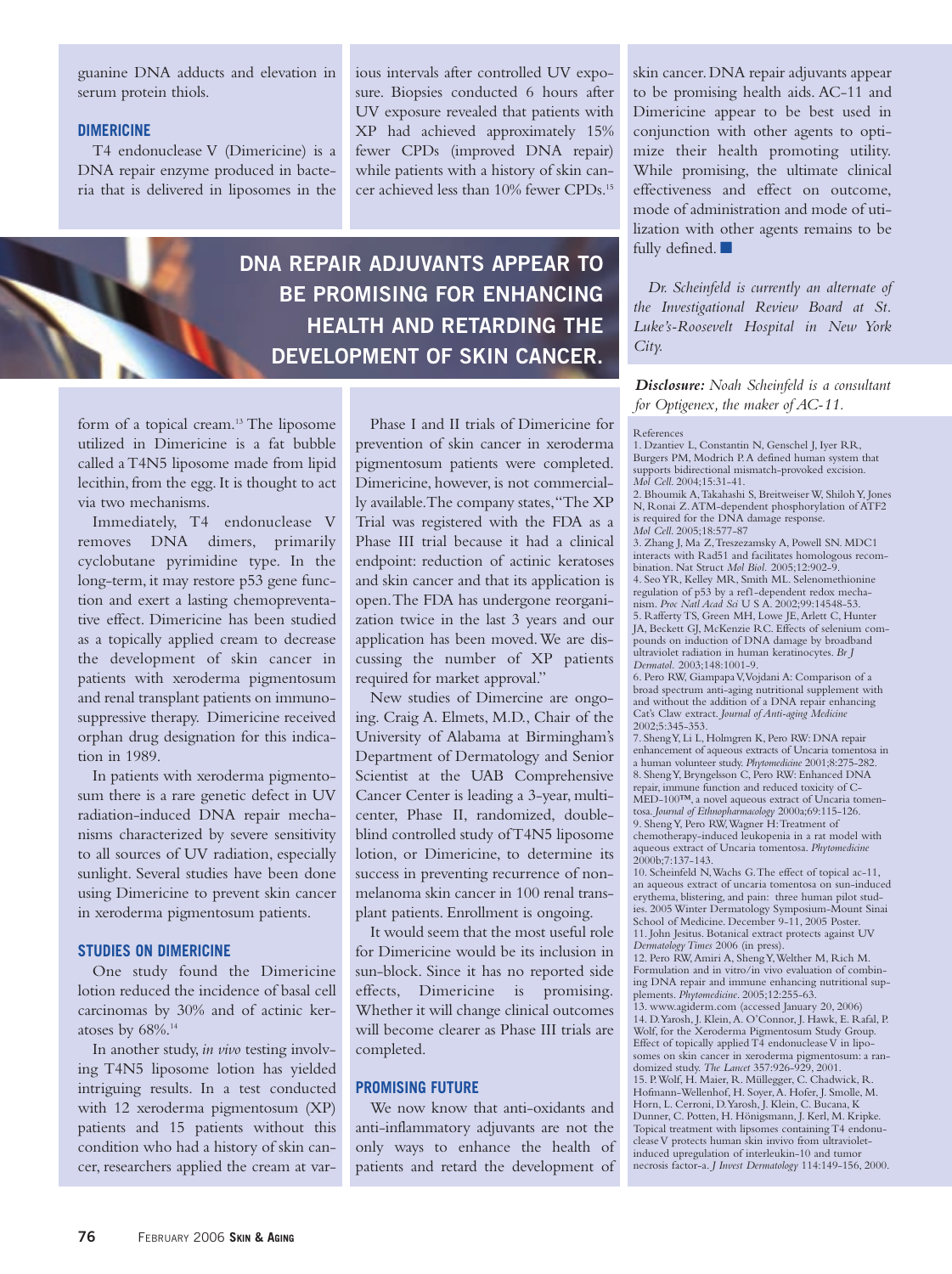guanine DNA adducts and elevation in serum protein thiols.

### DIMERICINE

T4 endonuclease V (Dimericine) is a DNA repair enzyme produced in bacteria that is delivered in liposomes in the form of a topical cream.[13] The liposome utilized in Dimericine is a fat bubble called a T4N5 liposome made from lipid lecithin, from the egg. It is thought to act via two mechanisms.

Immediately, T4 endonuclease V removes DNA dimers, primarily cyclobutane pyrimidine type. In the long-term, it may restore p53 gene function and exert a lasting chemopreventative effect. Dimericine has been studied as a topically applied cream to decrease the development of skin cancer in patients with xeroderma pigmentosum and renal transplant patients on immunosuppressive therapy. Dimericine received orphan drug designation for this indication in 1989.

In patients with xeroderma pigmentosum there is a rare genetic defect in UV radiation-induced DNA repair mechanisms characterized by severe sensitivity to all sources of UV radiation, especially sunlight. Several studies have been done using Dimericine to prevent skin cancer in xeroderma pigmentosum patients.

### STUDIES ON DIMERICINE

One study found the Dimericine lotion reduced the incidence of basal cell carcinomas by 30% and of actinic keratoses by 68%.[14]

In another study, *in vivo* testing involving T4N5 liposome lotion has yielded intriguing results. In a test conducted with 12 xeroderma pigmentosum (XP) patients and 15 patients without this condition who had a history of skin cancer, researchers applied the cream at various intervals after controlled UV exposure. Biopsies conducted 6 hours after UV exposure revealed that patients with XP had achieved approximately 15% fewer CPDs (improved DNA repair) while patients with a history of skin cancer achieved less than 10% fewer CPDs.[15]

**DNA REPAIR ADJUVANTS APPEAR TO BE PROMISING FOR ENHANCING HEALTH AND RETARDING THE DEVELOPMENT OF SKIN CANCER.**

Phase I and II trials of Dimericine for prevention of skin cancer in xeroderma pigmentosum patients were completed. Dimericine, however, is not commercially available. The company states, "The XP Trial was registered with the FDA as a Phase III trial because it had a clinical endpoint: reduction of actinic keratoses and skin cancer and that its application is open. The FDA has undergone reorganization twice in the last 3 years and our application has been moved. We are discussing the number of XP patients required for market approval."

New studies of Dimercine are ongoing. Craig A. Elmets, M.D., Chair of the University of Alabama at Birmingham's Department of Dermatology and Senior Scientist at the UAB Comprehensive Cancer Center is leading a 3-year, multicenter, Phase II, randomized, double-blind controlled study of T4N5 liposome lotion, or Dimericine, to determine its success in preventing recurrence of nonmelanoma skin cancer in 100 renal transplant patients. Enrollment is ongoing.

It would seem that the most useful role for Dimericine would be its inclusion in sun-block. Since it has no reported side effects, Dimericine is promising. Whether it will change clinical outcomes will become clearer as Phase III trials are completed.

### PROMISING FUTURE

We now know that anti-oxidants and anti-inflammatory adjuvants are not the only ways to enhance the health of patients and retard the development of skin cancer. DNA repair adjuvants appear to be promising health aids. AC-11 and Dimericine appear to be best used in conjunction with other agents to optimize their health promoting utility. While promising, the ultimate clinical effectiveness and effect on outcome, mode of administration and mode of utilization with other agents remains to be fully defined. ■

*Dr. Scheinfeld is currently an alternate of the Investigational Review Board at St. Luke's-Roosevelt Hospital in New York City.*

***Disclosure:*** *Noah Scheinfeld is a consultant for Optigenex, the maker of AC-11.*

References

1. Dzantiev L, Constantin N, Genschel J, Iyer RR, Burgers PM, Modrich P. A defined human system that supports bidirectional mismatch-provoked excision. *Mol Cell*. 2004;15:31-41.
2. Bhoumik A, Takahashi S, Breitweiser W, Shiloh Y, Jones N, Ronai Z. ATM-dependent phosphorylation of ATF2 is required for the DNA damage response. *Mol Cell*. 2005;18:577-87
3. Zhang J, Ma Z, Treszezamsky A, Powell SN. MDC1 interacts with Rad51 and facilitates homologous recombination. Nat Struct *Mol Biol*. 2005;12:902-9.
4. Seo YR, Kelley MR, Smith ML. Selenomethionine regulation of p53 by a ref1-dependent redox mechanism. *Proc Natl Acad Sci* U S A. 2002;99:14548-53.
5. Rafferty TS, Green MH, Lowe JE, Arlett C, Hunter JA, Beckett GJ, McKenzie RC. Effects of selenium compounds on induction of DNA damage by broadband ultraviolet radiation in human keratinocytes. *Br J Dermatol*. 2003;148:1001-9.
6. Pero RW, Giampapa V, Vojdani A: Comparison of a broad spectrum anti-aging nutritional supplement with and without the addition of a DNA repair enhancing Cat's Claw extract. *Journal of Anti-aging Medicine* 2002;5:345-353.
7. Sheng Y, Li L, Holmgren K, Pero RW: DNA repair enhancement of aqueous extracts of Uncaria tomentosa in a human volunteer study. *Phytomedicine* 2001;8:275-282.
8. Sheng Y, Bryngelsson C, Pero RW: Enhanced DNA repair, immune function and reduced toxicity of C-MED-100™, a novel aqueous extract of Uncaria tomentosa. *Journal of Ethnopharmacology* 2000a;69:115-126.
9. Sheng Y, Pero RW, Wagner H: Treatment of chemotherapy-induced leukopenia in a rat model with aqueous extract of Uncaria tomentosa. *Phytomedicine* 2000b;7:137-143.
10. Scheinfeld N, Wachs G. The effect of topical ac-11, an aqueous extract of uncaria tomentosa on sun-induced erythema, blistering, and pain: three human pilot studies. 2005 Winter Dermatology Symposium-Mount Sinai School of Medicine. December 9-11, 2005 Poster.
11. John Jesitus. Botanical extract protects against UV *Dermatology Times* 2006 (in press).
12. Pero RW, Amiri A, Sheng Y, Welther M, Rich M. Formulation and in vitro/in vivo evaluation of combining DNA repair and immune enhancing nutritional supplements. *Phytomedicine*. 2005;12:255-63.
13. www.agiderm.com (accessed January 20, 2006)
14. D. Yarosh, J. Klein, A. O'Connor, J. Hawk, E. Rafal, P. Wolf, for the Xeroderma Pigmentosum Study Group. Effect of topically applied T4 endonuclease V in liposomes on skin cancer in xeroderma pigmentosum: a randomized study. *The Lancet* 357:926-929, 2001.
15. P. Wolf, H. Maier, R. Müllegger, C. Chadwick, R. Hofmann-Wellenhof, H. Soyer, A. Hofer, J. Smolle, M. Horn, L. Cerroni, D. Yarosh, J. Klein, C. Bucana, K Dunner, C. Potten, H. Hönigsmann, J. Kerl, M. Kripke. Topical treatment with liposomes containing T4 endonuclease V protects human skin invivo from ultraviolet-induced upregulation of interleukin-10 and tumor necrosis factor-a. *J Invest Dermatology* 114:149-156, 2000.